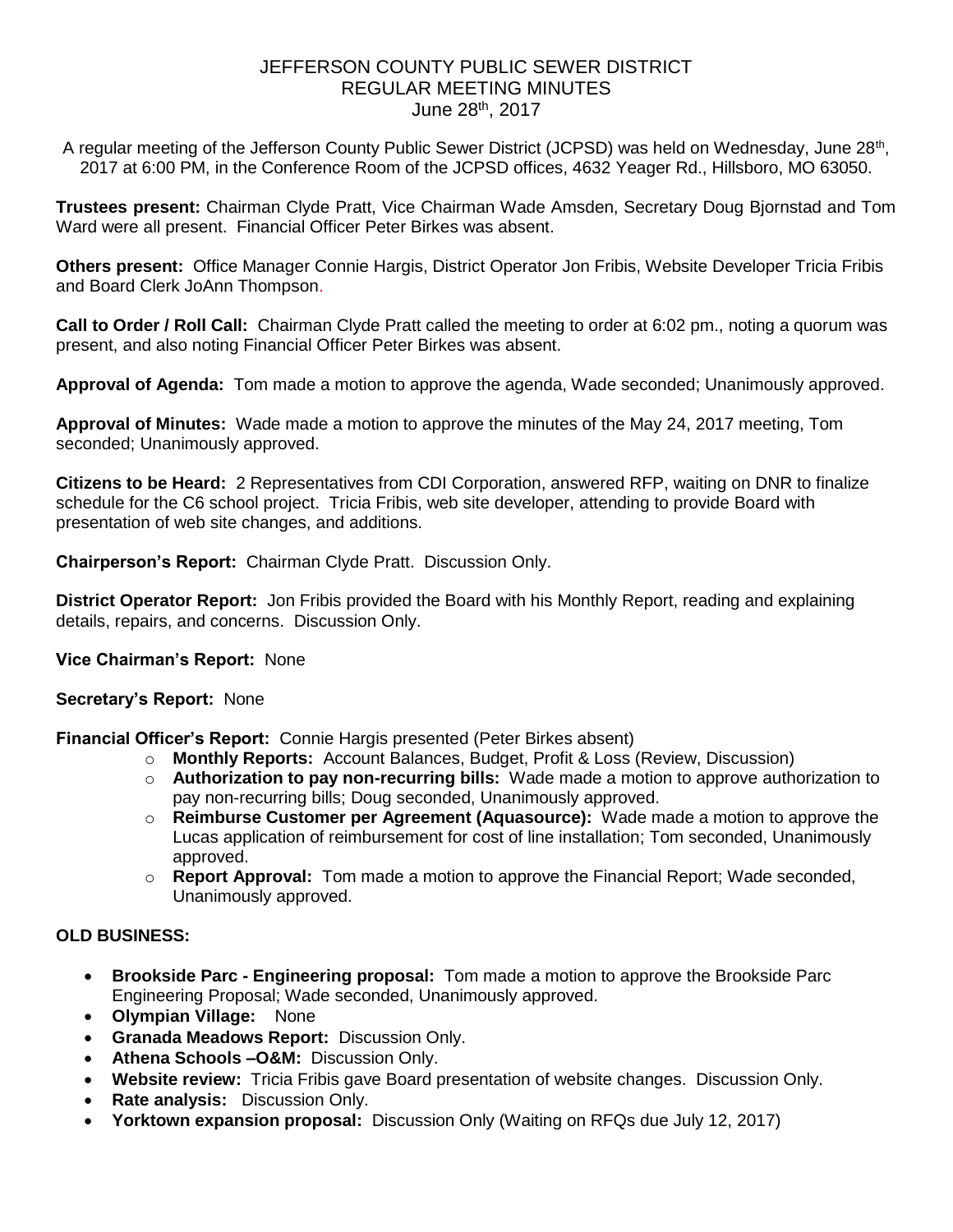# JEFFERSON COUNTY PUBLIC SEWER DISTRICT
## REGULAR MEETING MINUTES
### June 28th, 2017

A regular meeting of the Jefferson County Public Sewer District (JCPSD) was held on Wednesday, June 28th, 2017 at 6:00 PM, in the Conference Room of the JCPSD offices, 4632 Yeager Rd., Hillsboro, MO 63050.

**Trustees present:** Chairman Clyde Pratt, Vice Chairman Wade Amsden, Secretary Doug Bjornstad and Tom Ward were all present. Financial Officer Peter Birkes was absent.

**Others present:** Office Manager Connie Hargis, District Operator Jon Fribis, Website Developer Tricia Fribis and Board Clerk JoAnn Thompson.

**Call to Order / Roll Call:** Chairman Clyde Pratt called the meeting to order at 6:02 pm., noting a quorum was present, and also noting Financial Officer Peter Birkes was absent.

**Approval of Agenda:** Tom made a motion to approve the agenda, Wade seconded; Unanimously approved.

**Approval of Minutes:** Wade made a motion to approve the minutes of the May 24, 2017 meeting, Tom seconded; Unanimously approved.

**Citizens to be Heard:** 2 Representatives from CDI Corporation, answered RFP, waiting on DNR to finalize schedule for the C6 school project. Tricia Fribis, web site developer, attending to provide Board with presentation of web site changes, and additions.

**Chairperson's Report:** Chairman Clyde Pratt. Discussion Only.

**District Operator Report:** Jon Fribis provided the Board with his Monthly Report, reading and explaining details, repairs, and concerns. Discussion Only.

**Vice Chairman's Report:** None

**Secretary's Report:** None

**Financial Officer's Report:** Connie Hargis presented (Peter Birkes absent)

- **Monthly Reports:** Account Balances, Budget, Profit & Loss (Review, Discussion)
- **Authorization to pay non-recurring bills:** Wade made a motion to approve authorization to pay non-recurring bills; Doug seconded, Unanimously approved.
- **Reimburse Customer per Agreement (Aquasource):** Wade made a motion to approve the Lucas application of reimbursement for cost of line installation; Tom seconded, Unanimously approved.
- **Report Approval:** Tom made a motion to approve the Financial Report; Wade seconded, Unanimously approved.

**OLD BUSINESS:**

- **Brookside Parc - Engineering proposal:** Tom made a motion to approve the Brookside Parc Engineering Proposal; Wade seconded, Unanimously approved.
- **Olympian Village:** None
- **Granada Meadows Report:** Discussion Only.
- **Athena Schools –O&M:** Discussion Only.
- **Website review:** Tricia Fribis gave Board presentation of website changes. Discussion Only.
- **Rate analysis:** Discussion Only.
- **Yorktown expansion proposal:** Discussion Only (Waiting on RFQs due July 12, 2017)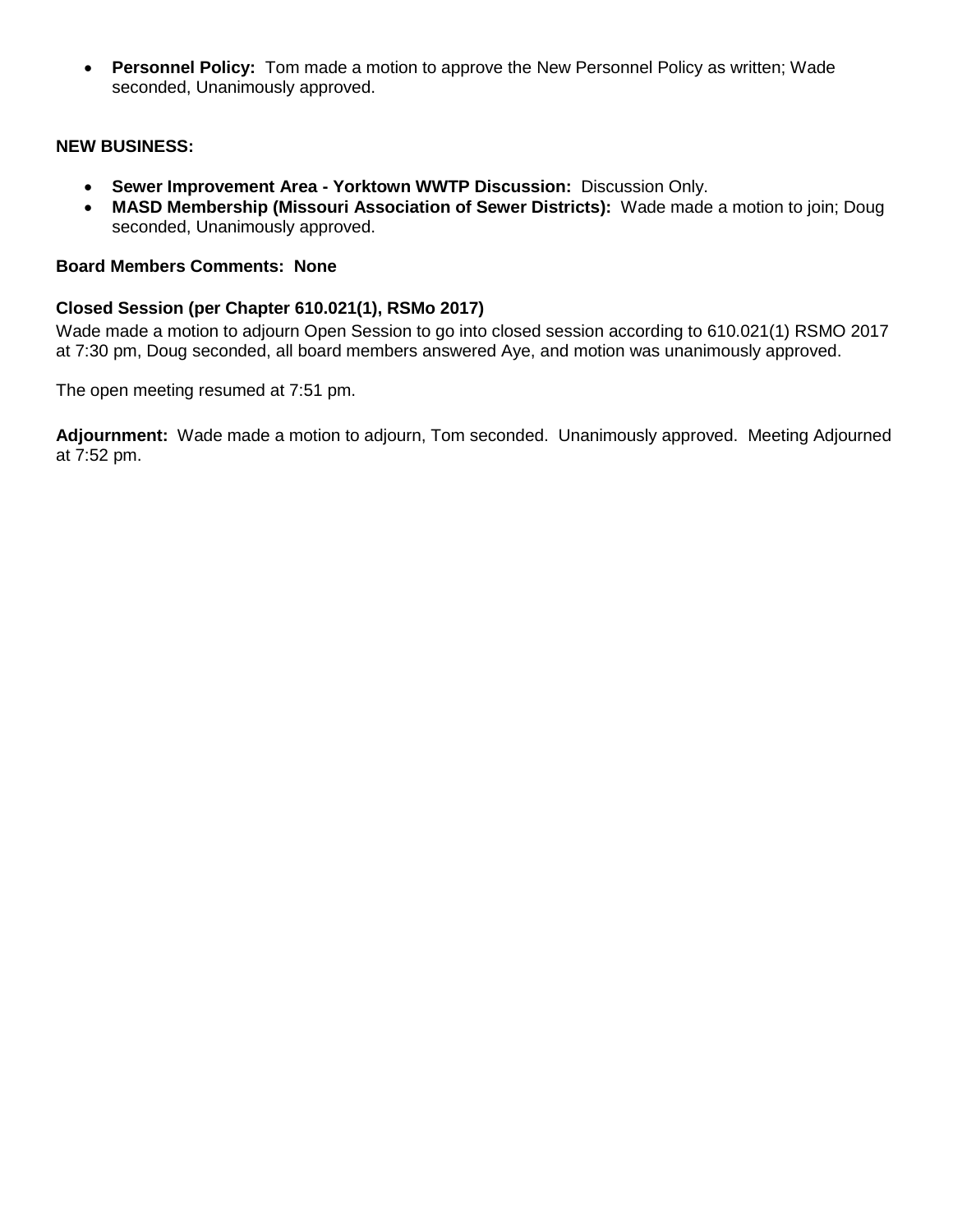- **Personnel Policy:** Tom made a motion to approve the New Personnel Policy as written; Wade seconded, Unanimously approved.

**NEW BUSINESS:**

- **Sewer Improvement Area - Yorktown WWTP Discussion:** Discussion Only.
- **MASD Membership (Missouri Association of Sewer Districts):** Wade made a motion to join; Doug seconded, Unanimously approved.

**Board Members Comments: None**

**Closed Session (per Chapter 610.021(1), RSMo 2017)**

Wade made a motion to adjourn Open Session to go into closed session according to 610.021(1) RSMO 2017 at 7:30 pm, Doug seconded, all board members answered Aye, and motion was unanimously approved.

The open meeting resumed at 7:51 pm.

**Adjournment:** Wade made a motion to adjourn, Tom seconded. Unanimously approved. Meeting Adjourned at 7:52 pm.